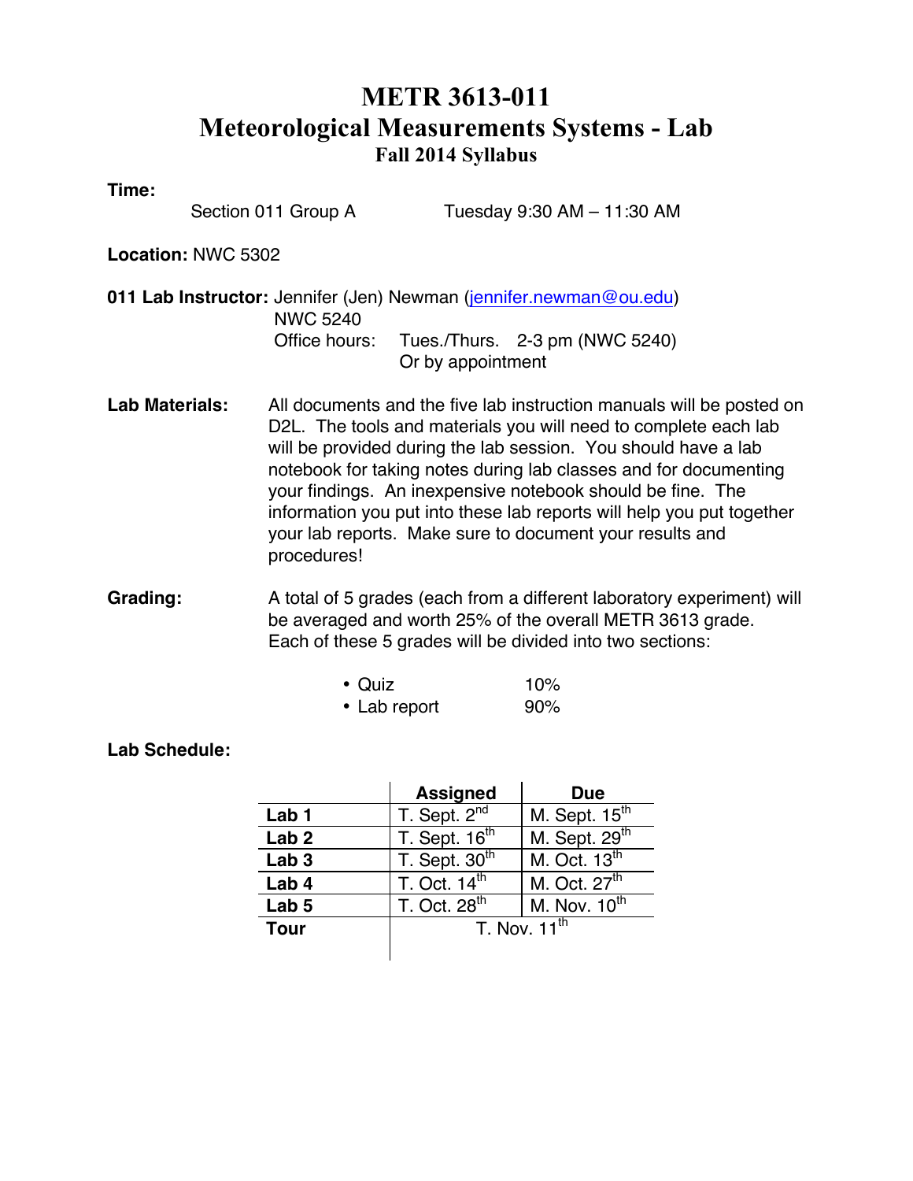# METR 3613-011
# Meteorological Measurements Systems - Lab
## Fall 2014 Syllabus

**Time:**

Section 011 Group A — Tuesday 9:30 AM – 11:30 AM

**Location:** NWC 5302

**011 Lab Instructor:** Jennifer (Jen) Newman (jennifer.newman@ou.edu)
NWC 5240
Office hours: Tues./Thurs. 2-3 pm (NWC 5240)
Or by appointment

**Lab Materials:** All documents and the five lab instruction manuals will be posted on D2L. The tools and materials you will need to complete each lab will be provided during the lab session. You should have a lab notebook for taking notes during lab classes and for documenting your findings. An inexpensive notebook should be fine. The information you put into these lab reports will help you put together your lab reports. Make sure to document your results and procedures!

**Grading:** A total of 5 grades (each from a different laboratory experiment) will be averaged and worth 25% of the overall METR 3613 grade. Each of these 5 grades will be divided into two sections:

- Quiz 10%
- Lab report 90%

**Lab Schedule:**

| | Assigned | Due |
|---|---|---|
| **Lab 1** | T. Sept. 2nd | M. Sept. 15th |
| **Lab 2** | T. Sept. 16th | M. Sept. 29th |
| **Lab 3** | T. Sept. 30th | M. Oct. 13th |
| **Lab 4** | T. Oct. 14th | M. Oct. 27th |
| **Lab 5** | T. Oct. 28th | M. Nov. 10th |
| **Tour** | T. Nov. 11th | |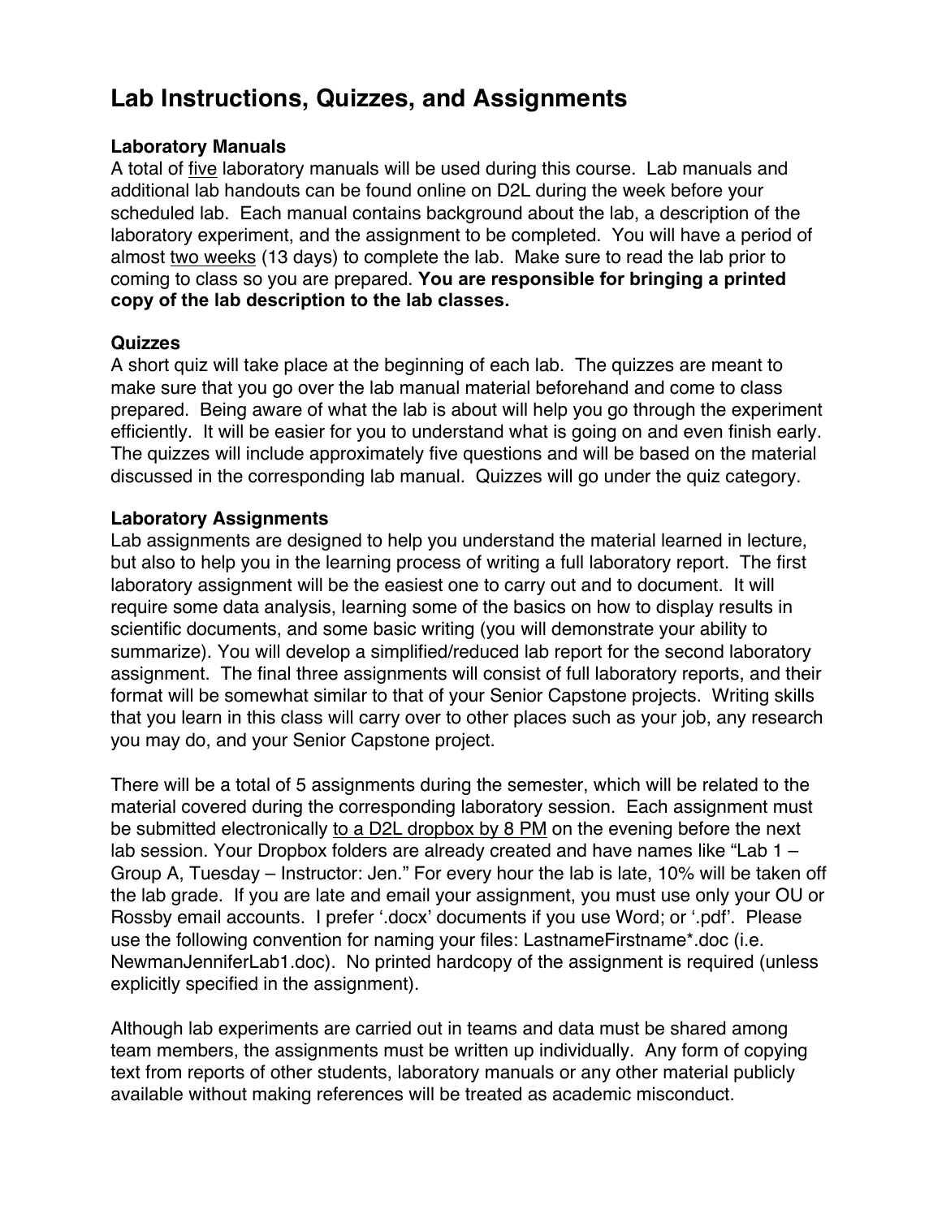# Lab Instructions, Quizzes, and Assignments

### Laboratory Manuals

A total of <u>five</u> laboratory manuals will be used during this course. Lab manuals and additional lab handouts can be found online on D2L during the week before your scheduled lab. Each manual contains background about the lab, a description of the laboratory experiment, and the assignment to be completed. You will have a period of almost <u>two weeks</u> (13 days) to complete the lab. Make sure to read the lab prior to coming to class so you are prepared. **You are responsible for bringing a printed copy of the lab description to the lab classes.**

### Quizzes

A short quiz will take place at the beginning of each lab. The quizzes are meant to make sure that you go over the lab manual material beforehand and come to class prepared. Being aware of what the lab is about will help you go through the experiment efficiently. It will be easier for you to understand what is going on and even finish early. The quizzes will include approximately five questions and will be based on the material discussed in the corresponding lab manual. Quizzes will go under the quiz category.

### Laboratory Assignments

Lab assignments are designed to help you understand the material learned in lecture, but also to help you in the learning process of writing a full laboratory report. The first laboratory assignment will be the easiest one to carry out and to document. It will require some data analysis, learning some of the basics on how to display results in scientific documents, and some basic writing (you will demonstrate your ability to summarize). You will develop a simplified/reduced lab report for the second laboratory assignment. The final three assignments will consist of full laboratory reports, and their format will be somewhat similar to that of your Senior Capstone projects. Writing skills that you learn in this class will carry over to other places such as your job, any research you may do, and your Senior Capstone project.

There will be a total of 5 assignments during the semester, which will be related to the material covered during the corresponding laboratory session. Each assignment must be submitted electronically <u>to a D2L dropbox by 8 PM</u> on the evening before the next lab session. Your Dropbox folders are already created and have names like "Lab 1 – Group A, Tuesday – Instructor: Jen." For every hour the lab is late, 10% will be taken off the lab grade. If you are late and email your assignment, you must use only your OU or Rossby email accounts. I prefer '.docx' documents if you use Word; or '.pdf'. Please use the following convention for naming your files: LastnameFirstname*.doc (i.e. NewmanJenniferLab1.doc). No printed hardcopy of the assignment is required (unless explicitly specified in the assignment).

Although lab experiments are carried out in teams and data must be shared among team members, the assignments must be written up individually. Any form of copying text from reports of other students, laboratory manuals or any other material publicly available without making references will be treated as academic misconduct.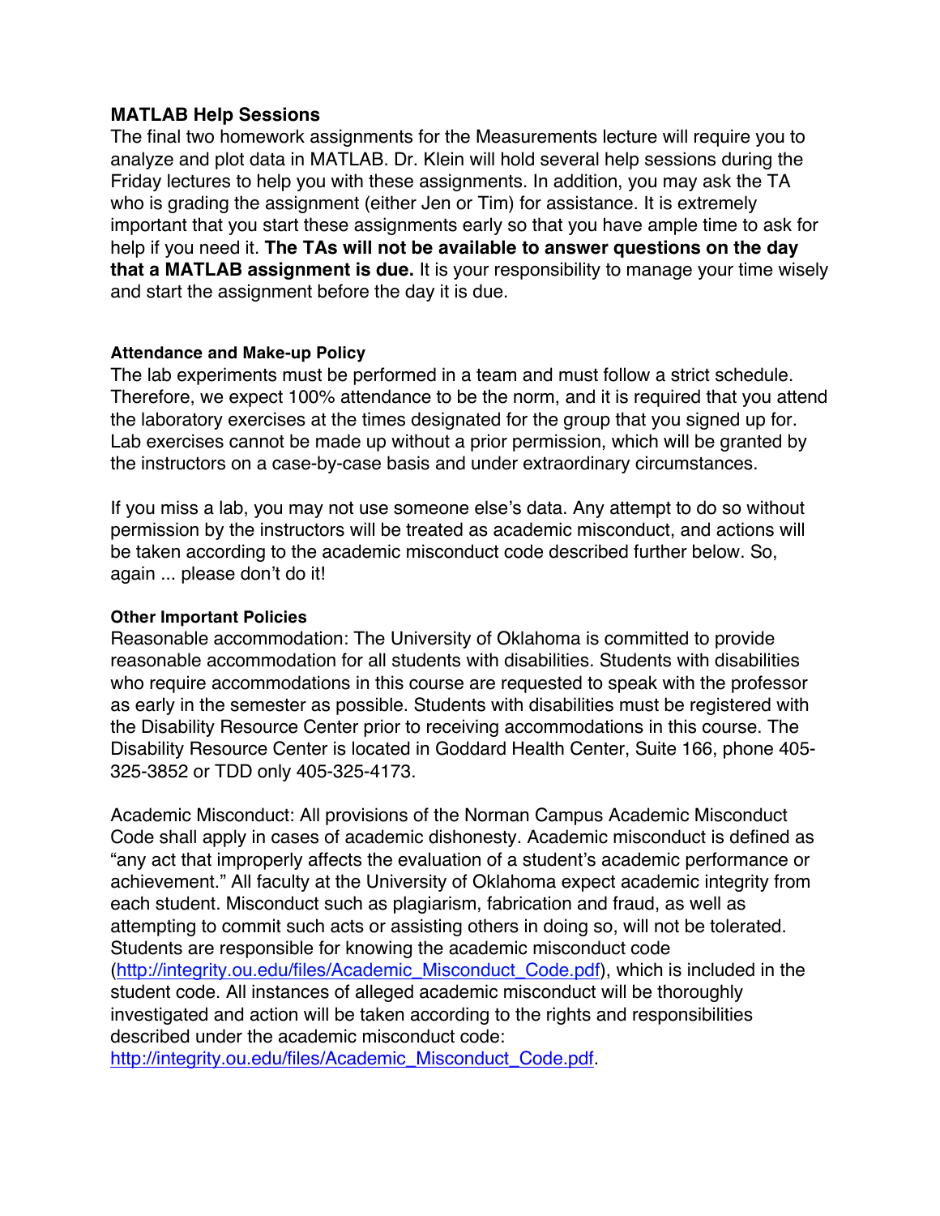### MATLAB Help Sessions

The final two homework assignments for the Measurements lecture will require you to analyze and plot data in MATLAB. Dr. Klein will hold several help sessions during the Friday lectures to help you with these assignments. In addition, you may ask the TA who is grading the assignment (either Jen or Tim) for assistance. It is extremely important that you start these assignments early so that you have ample time to ask for help if you need it. **The TAs will not be available to answer questions on the day that a MATLAB assignment is due.** It is your responsibility to manage your time wisely and start the assignment before the day it is due.

#### Attendance and Make-up Policy

The lab experiments must be performed in a team and must follow a strict schedule. Therefore, we expect 100% attendance to be the norm, and it is required that you attend the laboratory exercises at the times designated for the group that you signed up for. Lab exercises cannot be made up without a prior permission, which will be granted by the instructors on a case-by-case basis and under extraordinary circumstances.

If you miss a lab, you may not use someone else's data. Any attempt to do so without permission by the instructors will be treated as academic misconduct, and actions will be taken according to the academic misconduct code described further below. So, again ... please don't do it!

#### Other Important Policies

Reasonable accommodation: The University of Oklahoma is committed to provide reasonable accommodation for all students with disabilities. Students with disabilities who require accommodations in this course are requested to speak with the professor as early in the semester as possible. Students with disabilities must be registered with the Disability Resource Center prior to receiving accommodations in this course. The Disability Resource Center is located in Goddard Health Center, Suite 166, phone 405-325-3852 or TDD only 405-325-4173.

Academic Misconduct: All provisions of the Norman Campus Academic Misconduct Code shall apply in cases of academic dishonesty. Academic misconduct is defined as "any act that improperly affects the evaluation of a student's academic performance or achievement." All faculty at the University of Oklahoma expect academic integrity from each student. Misconduct such as plagiarism, fabrication and fraud, as well as attempting to commit such acts or assisting others in doing so, will not be tolerated. Students are responsible for knowing the academic misconduct code (http://integrity.ou.edu/files/Academic_Misconduct_Code.pdf), which is included in the student code. All instances of alleged academic misconduct will be thoroughly investigated and action will be taken according to the rights and responsibilities described under the academic misconduct code: http://integrity.ou.edu/files/Academic_Misconduct_Code.pdf.